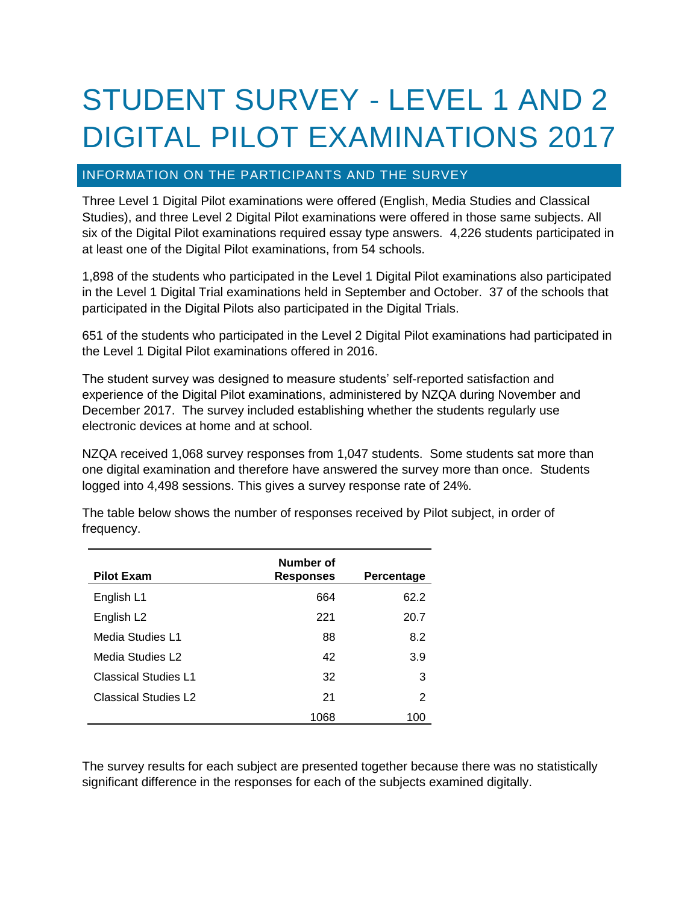# STUDENT SURVEY - LEVEL 1 AND 2 DIGITAL PILOT EXAMINATIONS 2017

## INFORMATION ON THE PARTICIPANTS AND THE SURVEY

Three Level 1 Digital Pilot examinations were offered (English, Media Studies and Classical Studies), and three Level 2 Digital Pilot examinations were offered in those same subjects. All six of the Digital Pilot examinations required essay type answers. 4,226 students participated in at least one of the Digital Pilot examinations, from 54 schools.

1,898 of the students who participated in the Level 1 Digital Pilot examinations also participated in the Level 1 Digital Trial examinations held in September and October. 37 of the schools that participated in the Digital Pilots also participated in the Digital Trials.

651 of the students who participated in the Level 2 Digital Pilot examinations had participated in the Level 1 Digital Pilot examinations offered in 2016.

The student survey was designed to measure students' self-reported satisfaction and experience of the Digital Pilot examinations, administered by NZQA during November and December 2017. The survey included establishing whether the students regularly use electronic devices at home and at school.

NZQA received 1,068 survey responses from 1,047 students. Some students sat more than one digital examination and therefore have answered the survey more than once. Students logged into 4,498 sessions. This gives a survey response rate of 24%.

The table below shows the number of responses received by Pilot subject, in order of frequency.

| Pilot Exam | Number of Responses | Percentage |
|---|---|---|
| English L1 | 664 | 62.2 |
| English L2 | 221 | 20.7 |
| Media Studies L1 | 88 | 8.2 |
| Media Studies L2 | 42 | 3.9 |
| Classical Studies L1 | 32 | 3 |
| Classical Studies L2 | 21 | 2 |
| | 1068 | 100 |

The survey results for each subject are presented together because there was no statistically significant difference in the responses for each of the subjects examined digitally.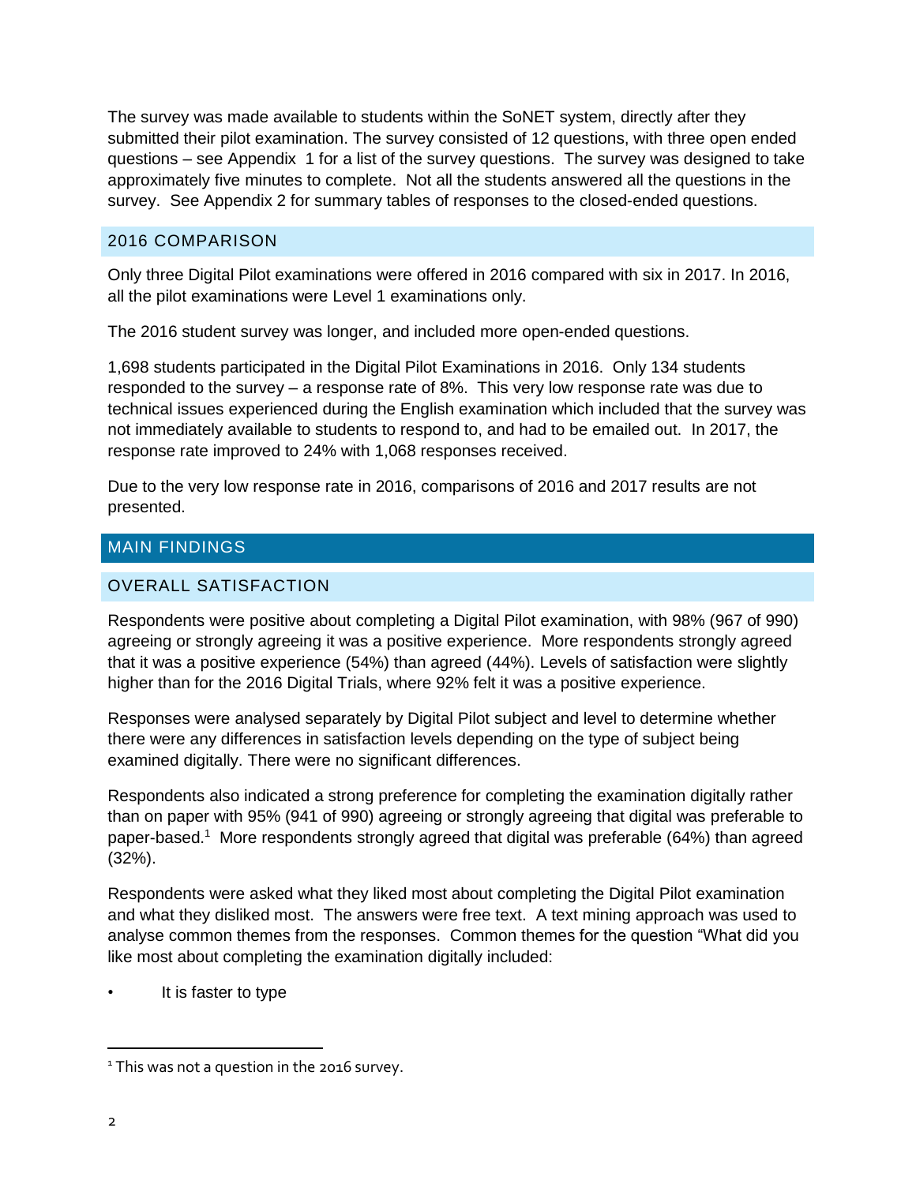The survey was made available to students within the SoNET system, directly after they submitted their pilot examination. The survey consisted of 12 questions, with three open ended questions – see Appendix 1 for a list of the survey questions. The survey was designed to take approximately five minutes to complete. Not all the students answered all the questions in the survey. See Appendix 2 for summary tables of responses to the closed-ended questions.

## 2016 COMPARISON

Only three Digital Pilot examinations were offered in 2016 compared with six in 2017. In 2016, all the pilot examinations were Level 1 examinations only.

The 2016 student survey was longer, and included more open-ended questions.

1,698 students participated in the Digital Pilot Examinations in 2016. Only 134 students responded to the survey – a response rate of 8%. This very low response rate was due to technical issues experienced during the English examination which included that the survey was not immediately available to students to respond to, and had to be emailed out. In 2017, the response rate improved to 24% with 1,068 responses received.

Due to the very low response rate in 2016, comparisons of 2016 and 2017 results are not presented.

# MAIN FINDINGS

## OVERALL SATISFACTION

Respondents were positive about completing a Digital Pilot examination, with 98% (967 of 990) agreeing or strongly agreeing it was a positive experience. More respondents strongly agreed that it was a positive experience (54%) than agreed (44%). Levels of satisfaction were slightly higher than for the 2016 Digital Trials, where 92% felt it was a positive experience.

Responses were analysed separately by Digital Pilot subject and level to determine whether there were any differences in satisfaction levels depending on the type of subject being examined digitally. There were no significant differences.

Respondents also indicated a strong preference for completing the examination digitally rather than on paper with 95% (941 of 990) agreeing or strongly agreeing that digital was preferable to paper-based.[1] More respondents strongly agreed that digital was preferable (64%) than agreed (32%).

Respondents were asked what they liked most about completing the Digital Pilot examination and what they disliked most. The answers were free text. A text mining approach was used to analyse common themes from the responses. Common themes for the question "What did you like most about completing the examination digitally included:

- It is faster to type

[1] This was not a question in the 2016 survey.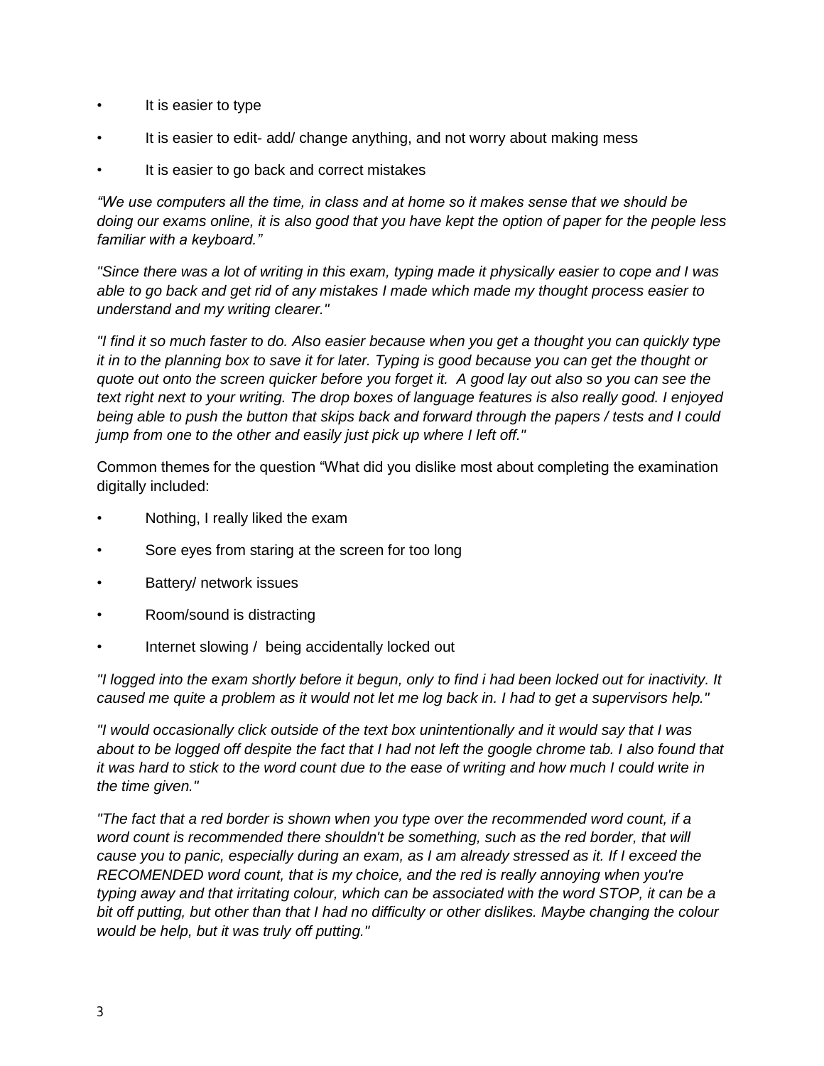- It is easier to type
- It is easier to edit- add/ change anything, and not worry about making mess
- It is easier to go back and correct mistakes

*“We use computers all the time, in class and at home so it makes sense that we should be doing our exams online, it is also good that you have kept the option of paper for the people less familiar with a keyboard.”*

*"Since there was a lot of writing in this exam, typing made it physically easier to cope and I was able to go back and get rid of any mistakes I made which made my thought process easier to understand and my writing clearer."*

*"I find it so much faster to do. Also easier because when you get a thought you can quickly type it in to the planning box to save it for later. Typing is good because you can get the thought or quote out onto the screen quicker before you forget it. A good lay out also so you can see the text right next to your writing. The drop boxes of language features is also really good. I enjoyed being able to push the button that skips back and forward through the papers / tests and I could jump from one to the other and easily just pick up where I left off."*

Common themes for the question “What did you dislike most about completing the examination digitally included:

- Nothing, I really liked the exam
- Sore eyes from staring at the screen for too long
- Battery/ network issues
- Room/sound is distracting
- Internet slowing / being accidentally locked out

*"I logged into the exam shortly before it begun, only to find i had been locked out for inactivity. It caused me quite a problem as it would not let me log back in. I had to get a supervisors help."*

*"I would occasionally click outside of the text box unintentionally and it would say that I was about to be logged off despite the fact that I had not left the google chrome tab. I also found that it was hard to stick to the word count due to the ease of writing and how much I could write in the time given."*

*"The fact that a red border is shown when you type over the recommended word count, if a word count is recommended there shouldn't be something, such as the red border, that will cause you to panic, especially during an exam, as I am already stressed as it. If I exceed the RECOMENDED word count, that is my choice, and the red is really annoying when you're typing away and that irritating colour, which can be associated with the word STOP, it can be a bit off putting, but other than that I had no difficulty or other dislikes. Maybe changing the colour would be help, but it was truly off putting."*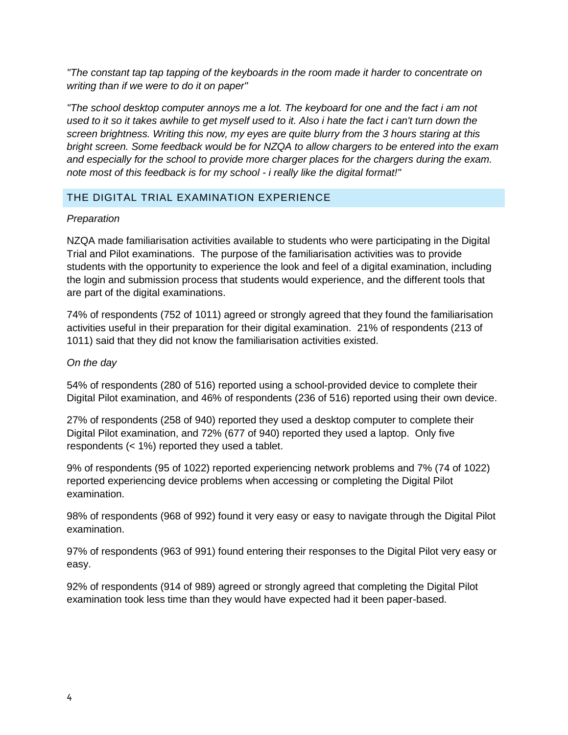*"The constant tap tap tapping of the keyboards in the room made it harder to concentrate on writing than if we were to do it on paper"*

*"The school desktop computer annoys me a lot. The keyboard for one and the fact i am not used to it so it takes awhile to get myself used to it. Also i hate the fact i can't turn down the screen brightness. Writing this now, my eyes are quite blurry from the 3 hours staring at this bright screen. Some feedback would be for NZQA to allow chargers to be entered into the exam and especially for the school to provide more charger places for the chargers during the exam. note most of this feedback is for my school - i really like the digital format!"*

## THE DIGITAL TRIAL EXAMINATION EXPERIENCE

*Preparation*

NZQA made familiarisation activities available to students who were participating in the Digital Trial and Pilot examinations. The purpose of the familiarisation activities was to provide students with the opportunity to experience the look and feel of a digital examination, including the login and submission process that students would experience, and the different tools that are part of the digital examinations.

74% of respondents (752 of 1011) agreed or strongly agreed that they found the familiarisation activities useful in their preparation for their digital examination. 21% of respondents (213 of 1011) said that they did not know the familiarisation activities existed.

*On the day*

54% of respondents (280 of 516) reported using a school-provided device to complete their Digital Pilot examination, and 46% of respondents (236 of 516) reported using their own device.

27% of respondents (258 of 940) reported they used a desktop computer to complete their Digital Pilot examination, and 72% (677 of 940) reported they used a laptop. Only five respondents (< 1%) reported they used a tablet.

9% of respondents (95 of 1022) reported experiencing network problems and 7% (74 of 1022) reported experiencing device problems when accessing or completing the Digital Pilot examination.

98% of respondents (968 of 992) found it very easy or easy to navigate through the Digital Pilot examination.

97% of respondents (963 of 991) found entering their responses to the Digital Pilot very easy or easy.

92% of respondents (914 of 989) agreed or strongly agreed that completing the Digital Pilot examination took less time than they would have expected had it been paper-based.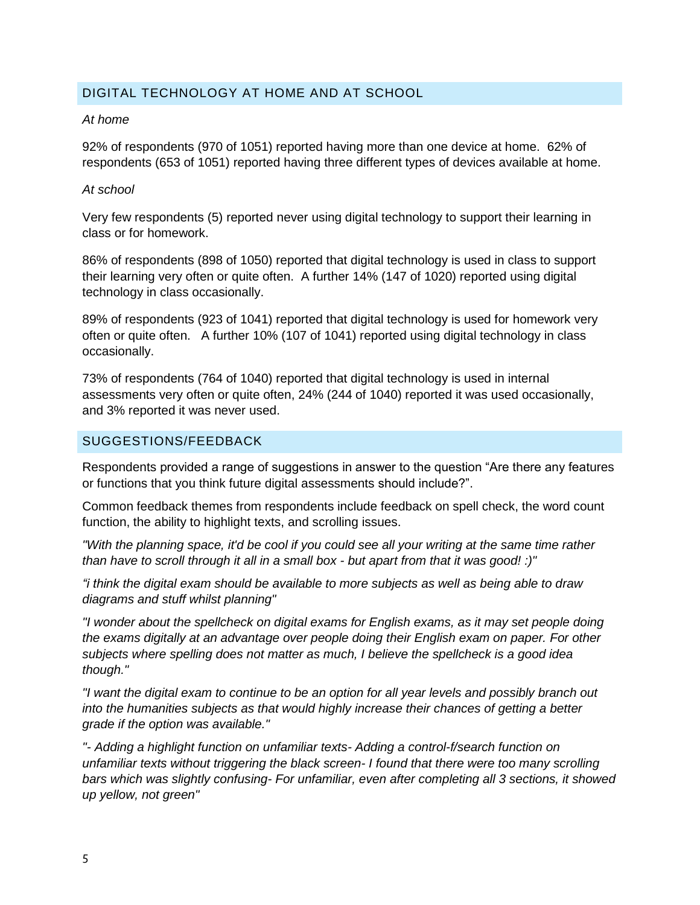## DIGITAL TECHNOLOGY AT HOME AND AT SCHOOL

*At home*

92% of respondents (970 of 1051) reported having more than one device at home. 62% of respondents (653 of 1051) reported having three different types of devices available at home.

*At school*

Very few respondents (5) reported never using digital technology to support their learning in class or for homework.

86% of respondents (898 of 1050) reported that digital technology is used in class to support their learning very often or quite often. A further 14% (147 of 1020) reported using digital technology in class occasionally.

89% of respondents (923 of 1041) reported that digital technology is used for homework very often or quite often. A further 10% (107 of 1041) reported using digital technology in class occasionally.

73% of respondents (764 of 1040) reported that digital technology is used in internal assessments very often or quite often, 24% (244 of 1040) reported it was used occasionally, and 3% reported it was never used.

## SUGGESTIONS/FEEDBACK

Respondents provided a range of suggestions in answer to the question "Are there any features or functions that you think future digital assessments should include?".

Common feedback themes from respondents include feedback on spell check, the word count function, the ability to highlight texts, and scrolling issues.

*"With the planning space, it'd be cool if you could see all your writing at the same time rather than have to scroll through it all in a small box - but apart from that it was good! :)"*

*"i think the digital exam should be available to more subjects as well as being able to draw diagrams and stuff whilst planning"*

*"I wonder about the spellcheck on digital exams for English exams, as it may set people doing the exams digitally at an advantage over people doing their English exam on paper. For other subjects where spelling does not matter as much, I believe the spellcheck is a good idea though."*

*"I want the digital exam to continue to be an option for all year levels and possibly branch out into the humanities subjects as that would highly increase their chances of getting a better grade if the option was available."*

*"- Adding a highlight function on unfamiliar texts- Adding a control-f/search function on unfamiliar texts without triggering the black screen- I found that there were too many scrolling bars which was slightly confusing- For unfamiliar, even after completing all 3 sections, it showed up yellow, not green"*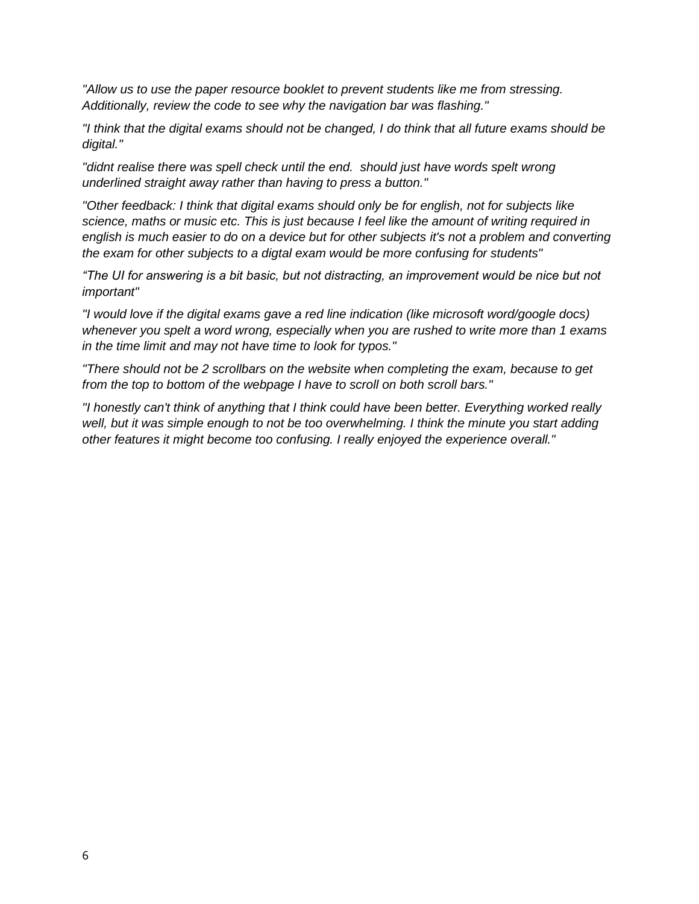*"Allow us to use the paper resource booklet to prevent students like me from stressing. Additionally, review the code to see why the navigation bar was flashing."*

*"I think that the digital exams should not be changed, I do think that all future exams should be digital."*

*"didnt realise there was spell check until the end.  should just have words spelt wrong underlined straight away rather than having to press a button."*

*"Other feedback: I think that digital exams should only be for english, not for subjects like science, maths or music etc. This is just because I feel like the amount of writing required in english is much easier to do on a device but for other subjects it's not a problem and converting the exam for other subjects to a digtal exam would be more confusing for students"*

*“The UI for answering is a bit basic, but not distracting, an improvement would be nice but not important"*

*"I would love if the digital exams gave a red line indication (like microsoft word/google docs) whenever you spelt a word wrong, especially when you are rushed to write more than 1 exams in the time limit and may not have time to look for typos."*

*"There should not be 2 scrollbars on the website when completing the exam, because to get from the top to bottom of the webpage I have to scroll on both scroll bars."*

*"I honestly can't think of anything that I think could have been better. Everything worked really well, but it was simple enough to not be too overwhelming. I think the minute you start adding other features it might become too confusing. I really enjoyed the experience overall."*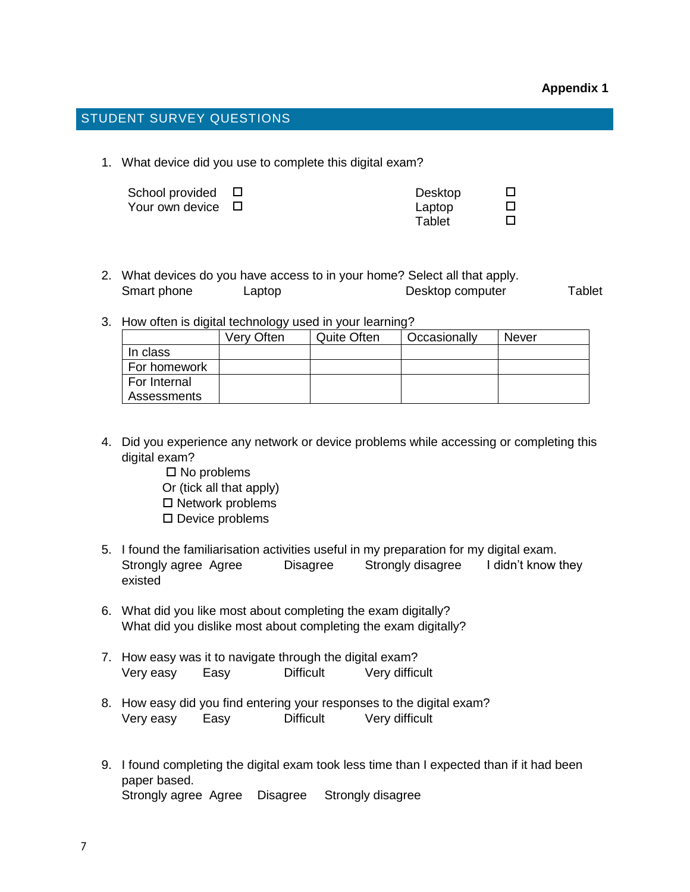**Appendix 1**

## STUDENT SURVEY QUESTIONS

1. What device did you use to complete this digital exam?

   School provided ☐
   Your own device ☐

   Desktop ☐
   Laptop ☐
   Tablet ☐

2. What devices do you have access to in your home? Select all that apply.
   Smart phone    Laptop    Desktop computer    Tablet

3. How often is digital technology used in your learning?

| | Very Often | Quite Often | Occasionally | Never |
|---|---|---|---|---|
| In class | | | | |
| For homework | | | | |
| For Internal Assessments | | | | |

4. Did you experience any network or device problems while accessing or completing this digital exam?
   ☐ No problems
   Or (tick all that apply)
   ☐ Network problems
   ☐ Device problems

5. I found the familiarisation activities useful in my preparation for my digital exam.
   Strongly agree  Agree    Disagree    Strongly disagree    I didn't know they existed

6. What did you like most about completing the exam digitally?
   What did you dislike most about completing the exam digitally?

7. How easy was it to navigate through the digital exam?
   Very easy    Easy    Difficult    Very difficult

8. How easy did you find entering your responses to the digital exam?
   Very easy    Easy    Difficult    Very difficult

9. I found completing the digital exam took less time than I expected than if it had been paper based.
   Strongly agree  Agree    Disagree    Strongly disagree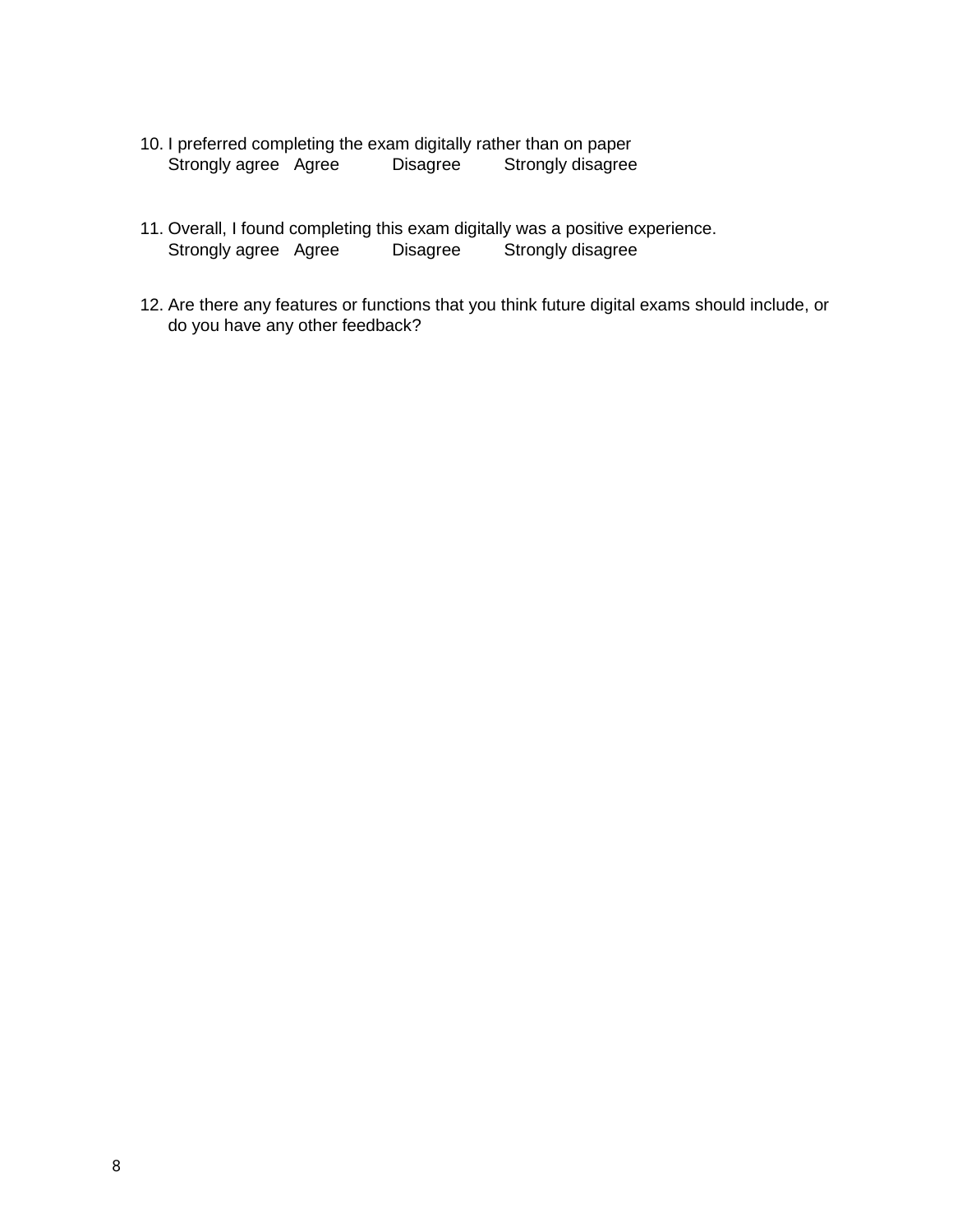10. I preferred completing the exam digitally rather than on paper
    Strongly agree   Agree   Disagree   Strongly disagree

11. Overall, I found completing this exam digitally was a positive experience.
    Strongly agree   Agree   Disagree   Strongly disagree

12. Are there any features or functions that you think future digital exams should include, or do you have any other feedback?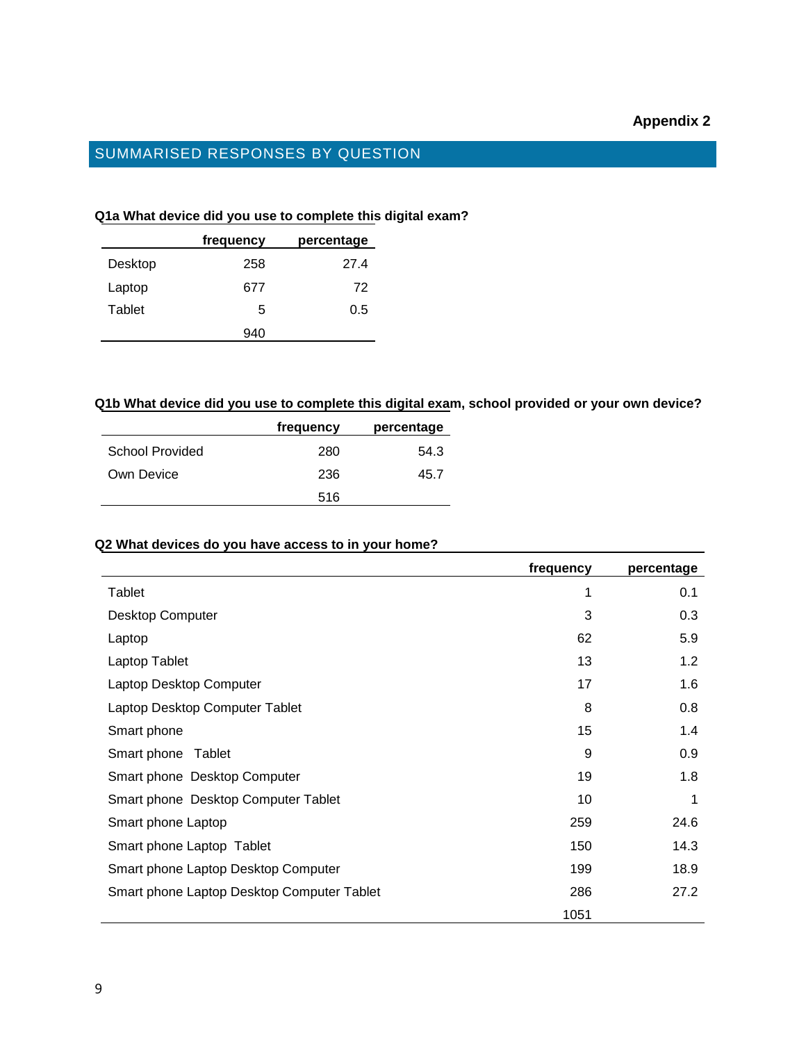**Appendix 2**

## SUMMARISED RESPONSES BY QUESTION

**Q1a What device did you use to complete this digital exam?**

| | frequency | percentage |
|---|---|---|
| Desktop | 258 | 27.4 |
| Laptop | 677 | 72 |
| Tablet | 5 | 0.5 |
| | 940 | |

**Q1b What device did you use to complete this digital exam, school provided or your own device?**

| | frequency | percentage |
|---|---|---|
| School Provided | 280 | 54.3 |
| Own Device | 236 | 45.7 |
| | 516 | |

**Q2 What devices do you have access to in your home?**

| | frequency | percentage |
|---|---|---|
| Tablet | 1 | 0.1 |
| Desktop Computer | 3 | 0.3 |
| Laptop | 62 | 5.9 |
| Laptop Tablet | 13 | 1.2 |
| Laptop Desktop Computer | 17 | 1.6 |
| Laptop Desktop Computer Tablet | 8 | 0.8 |
| Smart phone | 15 | 1.4 |
| Smart phone Tablet | 9 | 0.9 |
| Smart phone Desktop Computer | 19 | 1.8 |
| Smart phone Desktop Computer Tablet | 10 | 1 |
| Smart phone Laptop | 259 | 24.6 |
| Smart phone Laptop Tablet | 150 | 14.3 |
| Smart phone Laptop Desktop Computer | 199 | 18.9 |
| Smart phone Laptop Desktop Computer Tablet | 286 | 27.2 |
| | 1051 | |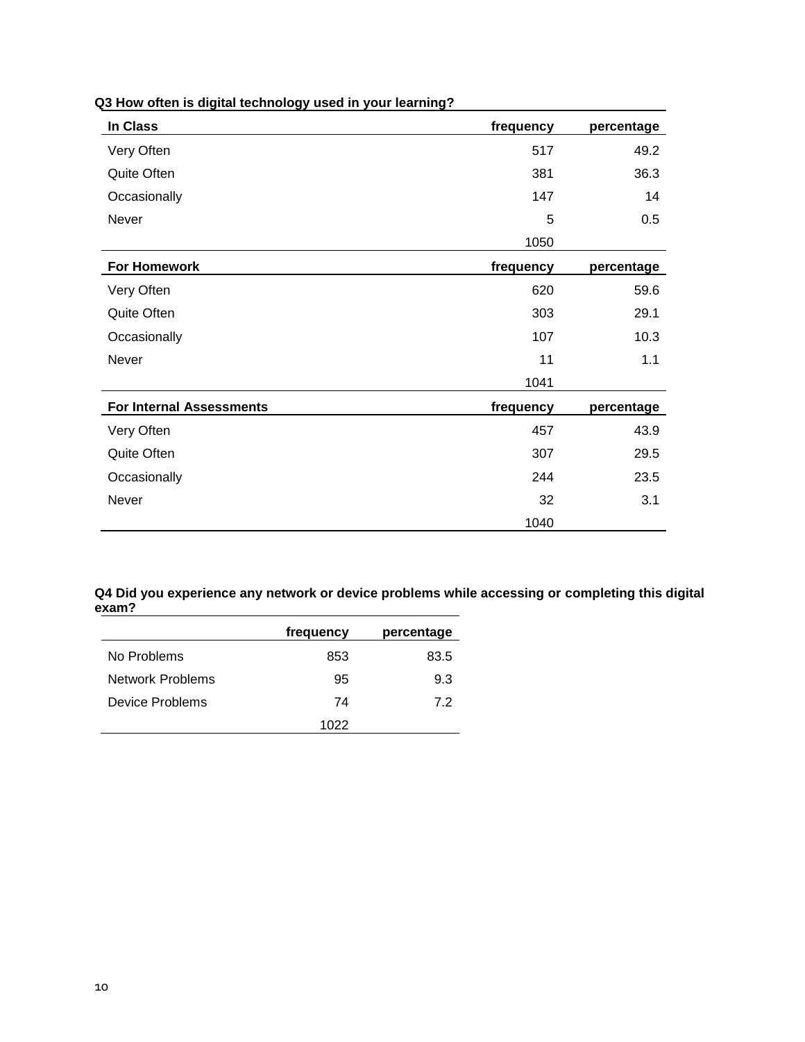**Q3 How often is digital technology used in your learning?**

| In Class | frequency | percentage |
|---|---|---|
| Very Often | 517 | 49.2 |
| Quite Often | 381 | 36.3 |
| Occasionally | 147 | 14 |
| Never | 5 | 0.5 |
| | 1050 | |
| **For Homework** | **frequency** | **percentage** |
| Very Often | 620 | 59.6 |
| Quite Often | 303 | 29.1 |
| Occasionally | 107 | 10.3 |
| Never | 11 | 1.1 |
| | 1041 | |
| **For Internal Assessments** | **frequency** | **percentage** |
| Very Often | 457 | 43.9 |
| Quite Often | 307 | 29.5 |
| Occasionally | 244 | 23.5 |
| Never | 32 | 3.1 |
| | 1040 | |

**Q4 Did you experience any network or device problems while accessing or completing this digital exam?**

| | frequency | percentage |
|---|---|---|
| No Problems | 853 | 83.5 |
| Network Problems | 95 | 9.3 |
| Device Problems | 74 | 7.2 |
| | 1022 | |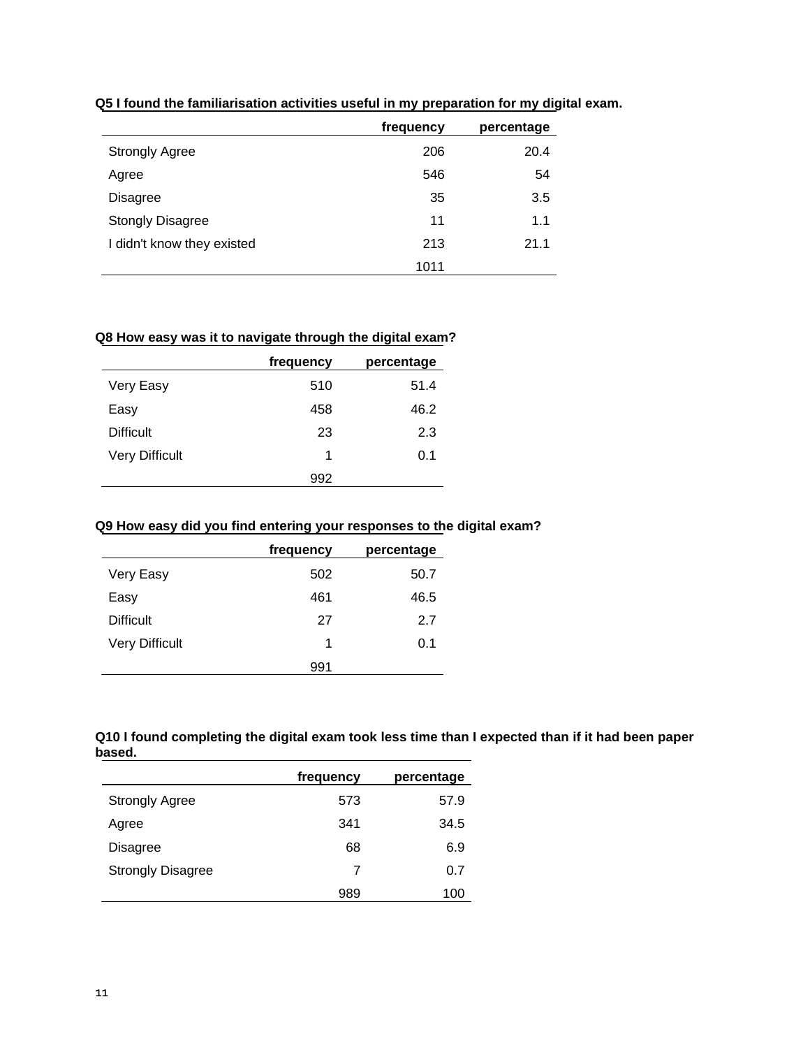**Q5 I found the familiarisation activities useful in my preparation for my digital exam.**

| | frequency | percentage |
|---|---|---|
| Strongly Agree | 206 | 20.4 |
| Agree | 546 | 54 |
| Disagree | 35 | 3.5 |
| Stongly Disagree | 11 | 1.1 |
| I didn't know they existed | 213 | 21.1 |
| | 1011 | |

**Q8 How easy was it to navigate through the digital exam?**

| | frequency | percentage |
|---|---|---|
| Very Easy | 510 | 51.4 |
| Easy | 458 | 46.2 |
| Difficult | 23 | 2.3 |
| Very Difficult | 1 | 0.1 |
| | 992 | |

**Q9 How easy did you find entering your responses to the digital exam?**

| | frequency | percentage |
|---|---|---|
| Very Easy | 502 | 50.7 |
| Easy | 461 | 46.5 |
| Difficult | 27 | 2.7 |
| Very Difficult | 1 | 0.1 |
| | 991 | |

**Q10 I found completing the digital exam took less time than I expected than if it had been paper based.**

| | frequency | percentage |
|---|---|---|
| Strongly Agree | 573 | 57.9 |
| Agree | 341 | 34.5 |
| Disagree | 68 | 6.9 |
| Strongly Disagree | 7 | 0.7 |
| | 989 | 100 |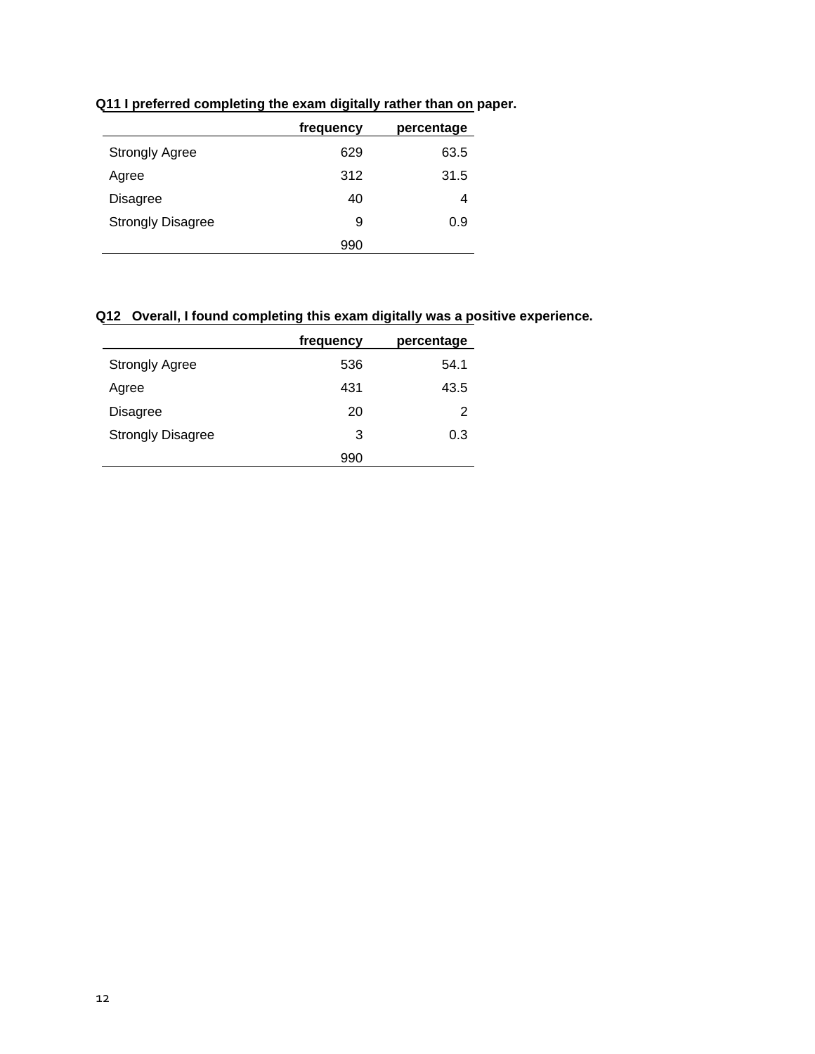**Q11 I preferred completing the exam digitally rather than on paper.**

| | frequency | percentage |
|---|---|---|
| Strongly Agree | 629 | 63.5 |
| Agree | 312 | 31.5 |
| Disagree | 40 | 4 |
| Strongly Disagree | 9 | 0.9 |
| | 990 | |

**Q12 Overall, I found completing this exam digitally was a positive experience.**

| | frequency | percentage |
|---|---|---|
| Strongly Agree | 536 | 54.1 |
| Agree | 431 | 43.5 |
| Disagree | 20 | 2 |
| Strongly Disagree | 3 | 0.3 |
| | 990 | |